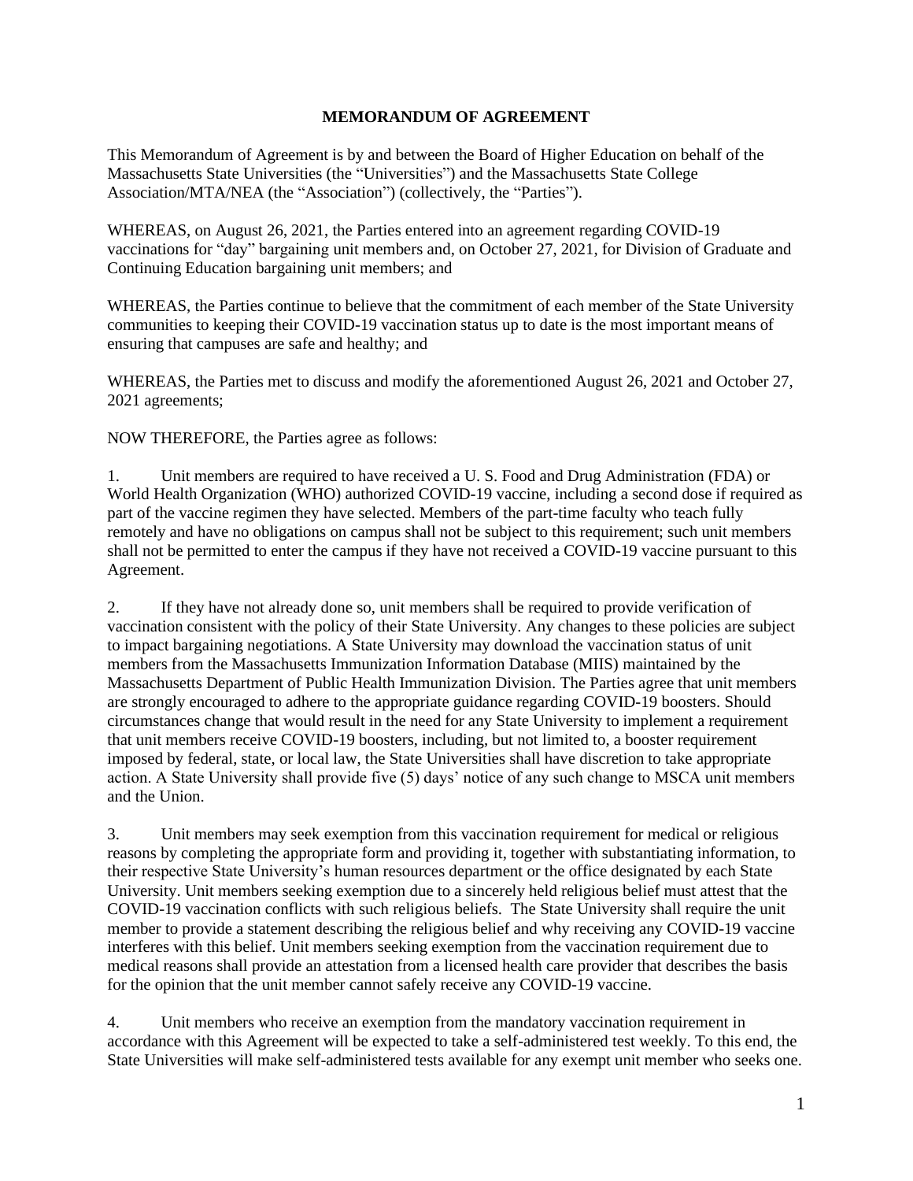# MEMORANDUM OF AGREEMENT

This Memorandum of Agreement is by and between the Board of Higher Education on behalf of the Massachusetts State Universities (the "Universities") and the Massachusetts State College Association/MTA/NEA (the "Association") (collectively, the "Parties").

WHEREAS, on August 26, 2021, the Parties entered into an agreement regarding COVID-19 vaccinations for "day" bargaining unit members and, on October 27, 2021, for Division of Graduate and Continuing Education bargaining unit members; and

WHEREAS, the Parties continue to believe that the commitment of each member of the State University communities to keeping their COVID-19 vaccination status up to date is the most important means of ensuring that campuses are safe and healthy; and

WHEREAS, the Parties met to discuss and modify the aforementioned August 26, 2021 and October 27, 2021 agreements;

NOW THEREFORE, the Parties agree as follows:

1. Unit members are required to have received a U. S. Food and Drug Administration (FDA) or World Health Organization (WHO) authorized COVID-19 vaccine, including a second dose if required as part of the vaccine regimen they have selected. Members of the part-time faculty who teach fully remotely and have no obligations on campus shall not be subject to this requirement; such unit members shall not be permitted to enter the campus if they have not received a COVID-19 vaccine pursuant to this Agreement.

2. If they have not already done so, unit members shall be required to provide verification of vaccination consistent with the policy of their State University. Any changes to these policies are subject to impact bargaining negotiations. A State University may download the vaccination status of unit members from the Massachusetts Immunization Information Database (MIIS) maintained by the Massachusetts Department of Public Health Immunization Division. The Parties agree that unit members are strongly encouraged to adhere to the appropriate guidance regarding COVID-19 boosters. Should circumstances change that would result in the need for any State University to implement a requirement that unit members receive COVID-19 boosters, including, but not limited to, a booster requirement imposed by federal, state, or local law, the State Universities shall have discretion to take appropriate action. A State University shall provide five (5) days' notice of any such change to MSCA unit members and the Union.

3. Unit members may seek exemption from this vaccination requirement for medical or religious reasons by completing the appropriate form and providing it, together with substantiating information, to their respective State University's human resources department or the office designated by each State University. Unit members seeking exemption due to a sincerely held religious belief must attest that the COVID-19 vaccination conflicts with such religious beliefs. The State University shall require the unit member to provide a statement describing the religious belief and why receiving any COVID-19 vaccine interferes with this belief. Unit members seeking exemption from the vaccination requirement due to medical reasons shall provide an attestation from a licensed health care provider that describes the basis for the opinion that the unit member cannot safely receive any COVID-19 vaccine.

4. Unit members who receive an exemption from the mandatory vaccination requirement in accordance with this Agreement will be expected to take a self-administered test weekly. To this end, the State Universities will make self-administered tests available for any exempt unit member who seeks one.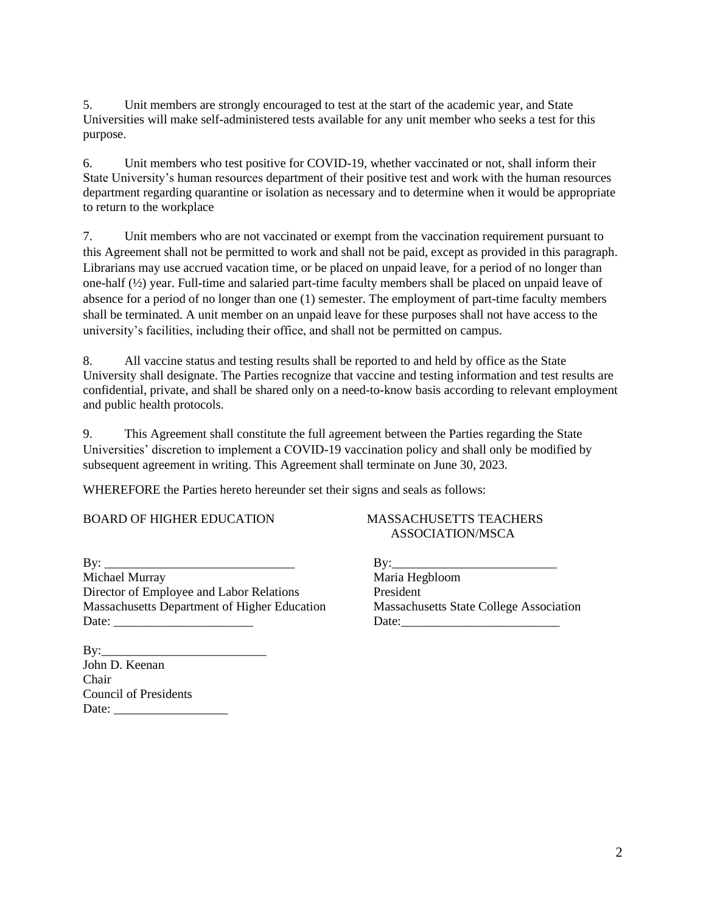5. Unit members are strongly encouraged to test at the start of the academic year, and State Universities will make self-administered tests available for any unit member who seeks a test for this purpose.

6. Unit members who test positive for COVID-19, whether vaccinated or not, shall inform their State University's human resources department of their positive test and work with the human resources department regarding quarantine or isolation as necessary and to determine when it would be appropriate to return to the workplace

7. Unit members who are not vaccinated or exempt from the vaccination requirement pursuant to this Agreement shall not be permitted to work and shall not be paid, except as provided in this paragraph. Librarians may use accrued vacation time, or be placed on unpaid leave, for a period of no longer than one-half (½) year. Full-time and salaried part-time faculty members shall be placed on unpaid leave of absence for a period of no longer than one (1) semester. The employment of part-time faculty members shall be terminated. A unit member on an unpaid leave for these purposes shall not have access to the university's facilities, including their office, and shall not be permitted on campus.

8. All vaccine status and testing results shall be reported to and held by office as the State University shall designate. The Parties recognize that vaccine and testing information and test results are confidential, private, and shall be shared only on a need-to-know basis according to relevant employment and public health protocols.

9. This Agreement shall constitute the full agreement between the Parties regarding the State Universities' discretion to implement a COVID-19 vaccination policy and shall only be modified by subsequent agreement in writing. This Agreement shall terminate on June 30, 2023.

WHEREFORE the Parties hereto hereunder set their signs and seals as follows:

BOARD OF HIGHER EDUCATION

By: ______________________________
Michael Murray
Director of Employee and Labor Relations
Massachusetts Department of Higher Education
Date: ______________________

By:__________________________
John D. Keenan
Chair
Council of Presidents
Date: __________________

MASSACHUSETTS TEACHERS ASSOCIATION/MSCA

By:__________________________
Maria Hegbloom
President
Massachusetts State College Association
Date:_________________________